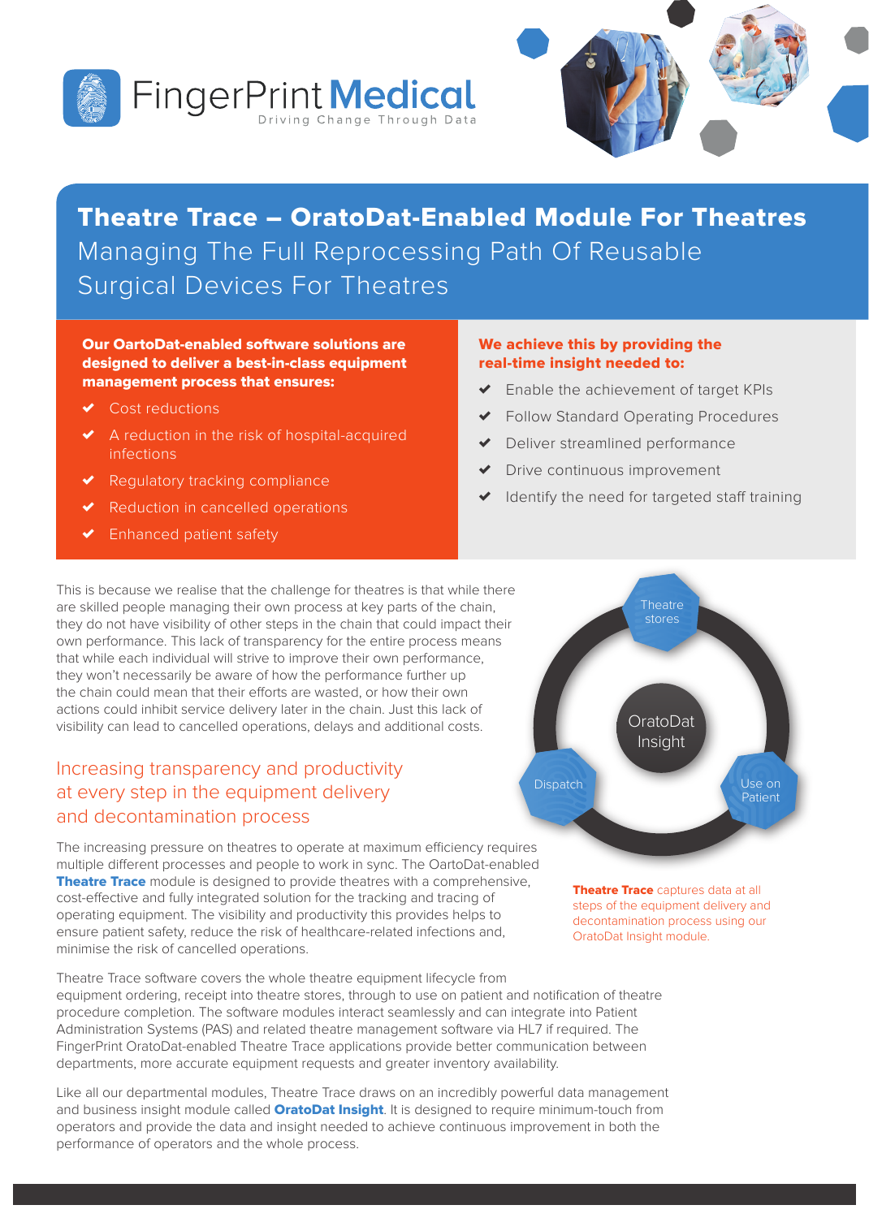FingerPrint Medical
Driving Change Through Data

# Theatre Trace – OratoDat-Enabled Module For Theatres

## Managing The Full Reprocessing Path Of Reusable Surgical Devices For Theatres

**Our OartoDat-enabled software solutions are designed to deliver a best-in-class equipment management process that ensures:**

- Cost reductions
- A reduction in the risk of hospital-acquired infections
- Regulatory tracking compliance
- Reduction in cancelled operations
- Enhanced patient safety

**We achieve this by providing the real-time insight needed to:**

- Enable the achievement of target KPIs
- Follow Standard Operating Procedures
- Deliver streamlined performance
- Drive continuous improvement
- Identify the need for targeted staff training

This is because we realise that the challenge for theatres is that while there are skilled people managing their own process at key parts of the chain, they do not have visibility of other steps in the chain that could impact their own performance. This lack of transparency for the entire process means that while each individual will strive to improve their own performance, they won't necessarily be aware of how the performance further up the chain could mean that their efforts are wasted, or how their own actions could inhibit service delivery later in the chain. Just this lack of visibility can lead to cancelled operations, delays and additional costs.

Theatre stores
OratoDat Insight
Dispatch
Use on Patient

**Theatre Trace** captures data at all steps of the equipment delivery and decontamination process using our OratoDat Insight module.

## Increasing transparency and productivity at every step in the equipment delivery and decontamination process

The increasing pressure on theatres to operate at maximum efficiency requires multiple different processes and people to work in sync. The OartoDat-enabled **Theatre Trace** module is designed to provide theatres with a comprehensive, cost-effective and fully integrated solution for the tracking and tracing of operating equipment. The visibility and productivity this provides helps to ensure patient safety, reduce the risk of healthcare-related infections and, minimise the risk of cancelled operations.

Theatre Trace software covers the whole theatre equipment lifecycle from equipment ordering, receipt into theatre stores, through to use on patient and notification of theatre procedure completion. The software modules interact seamlessly and can integrate into Patient Administration Systems (PAS) and related theatre management software via HL7 if required. The FingerPrint OratoDat-enabled Theatre Trace applications provide better communication between departments, more accurate equipment requests and greater inventory availability.

Like all our departmental modules, Theatre Trace draws on an incredibly powerful data management and business insight module called **OratoDat Insight**. It is designed to require minimum-touch from operators and provide the data and insight needed to achieve continuous improvement in both the performance of operators and the whole process.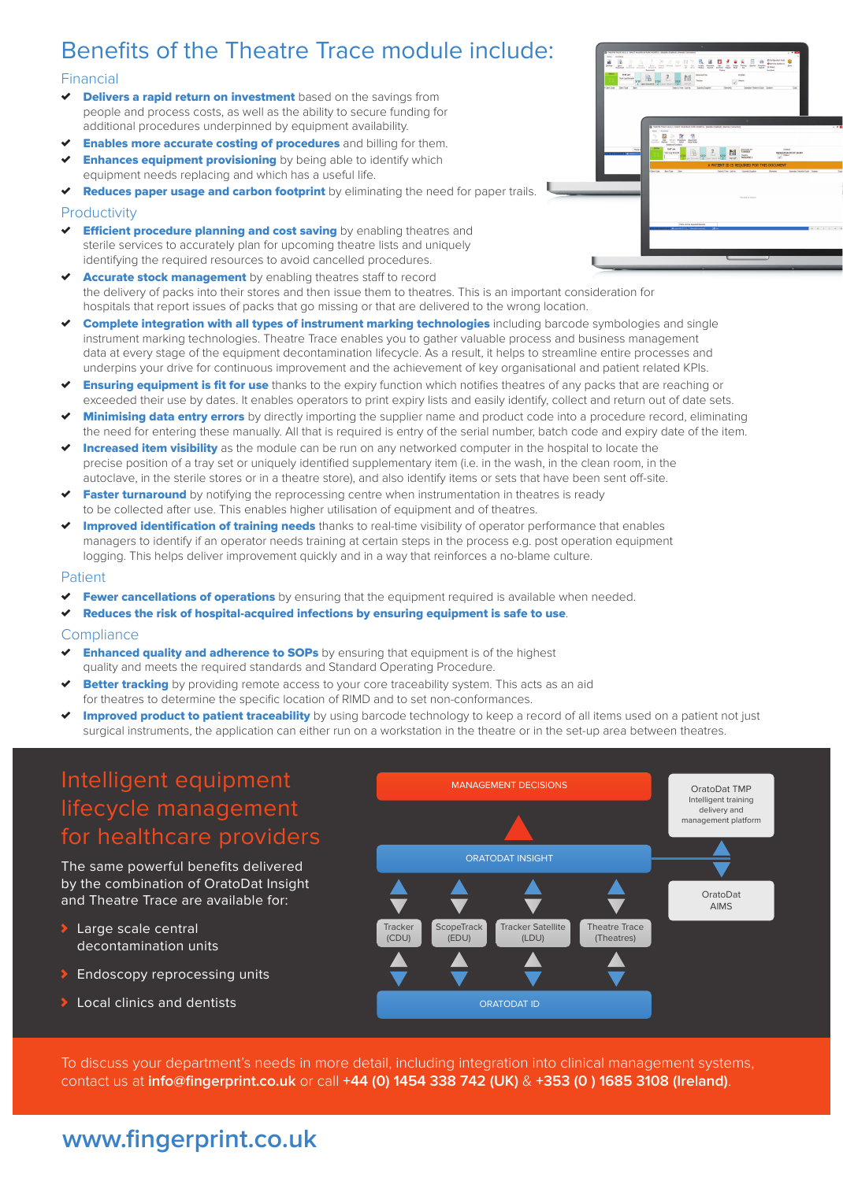# Benefits of the Theatre Trace module include:

## Financial

- **Delivers a rapid return on investment** based on the savings from people and process costs, as well as the ability to secure funding for additional procedures underpinned by equipment availability.
- **Enables more accurate costing of procedures** and billing for them.
- **Enhances equipment provisioning** by being able to identify which equipment needs replacing and which has a useful life.
- **Reduces paper usage and carbon footprint** by eliminating the need for paper trails.

## Productivity

- **Efficient procedure planning and cost saving** by enabling theatres and sterile services to accurately plan for upcoming theatre lists and uniquely identifying the required resources to avoid cancelled procedures.
- **Accurate stock management** by enabling theatres staff to record the delivery of packs into their stores and then issue them to theatres. This is an important consideration for hospitals that report issues of packs that go missing or that are delivered to the wrong location.
- **Complete integration with all types of instrument marking technologies** including barcode symbologies and single instrument marking technologies. Theatre Trace enables you to gather valuable process and business management data at every stage of the equipment decontamination lifecycle. As a result, it helps to streamline entire processes and underpins your drive for continuous improvement and the achievement of key organisational and patient related KPIs.
- **Ensuring equipment is fit for use** thanks to the expiry function which notifies theatres of any packs that are reaching or exceeded their use by dates. It enables operators to print expiry lists and easily identify, collect and return out of date sets.
- **Minimising data entry errors** by directly importing the supplier name and product code into a procedure record, eliminating the need for entering these manually. All that is required is entry of the serial number, batch code and expiry date of the item.
- **Increased item visibility** as the module can be run on any networked computer in the hospital to locate the precise position of a tray set or uniquely identified supplementary item (i.e. in the wash, in the clean room, in the autoclave, in the sterile stores or in a theatre store), and also identify items or sets that have been sent off-site.
- **Faster turnaround** by notifying the reprocessing centre when instrumentation in theatres is ready to be collected after use. This enables higher utilisation of equipment and of theatres.
- **Improved identification of training needs** thanks to real-time visibility of operator performance that enables managers to identify if an operator needs training at certain steps in the process e.g. post operation equipment logging. This helps deliver improvement quickly and in a way that reinforces a no-blame culture.

## Patient

- **Fewer cancellations of operations** by ensuring that the equipment required is available when needed.
- **Reduces the risk of hospital-acquired infections by ensuring equipment is safe to use**.

## Compliance

- **Enhanced quality and adherence to SOPs** by ensuring that equipment is of the highest quality and meets the required standards and Standard Operating Procedure.
- **Better tracking** by providing remote access to your core traceability system. This acts as an aid for theatres to determine the specific location of RIMD and to set non-conformances.
- **Improved product to patient traceability** by using barcode technology to keep a record of all items used on a patient not just surgical instruments, the application can either run on a workstation in the theatre or in the set-up area between theatres.

## Intelligent equipment lifecycle management for healthcare providers

The same powerful benefits delivered by the combination of OratoDat Insight and Theatre Trace are available for:

- Large scale central decontamination units
- Endoscopy reprocessing units
- Local clinics and dentists

MANAGEMENT DECISIONS

ORATODAT INSIGHT

OratoDat TMP Intelligent training delivery and management platform

OratoDat AIMS

Tracker (CDU)

ScopeTrack (EDU)

Tracker Satellite (LDU)

Theatre Trace (Theatres)

ORATODAT ID

To discuss your department's needs in more detail, including integration into clinical management systems, contact us at **info@fingerprint.co.uk** or call **+44 (0) 1454 338 742 (UK)** & **+353 (0 ) 1685 3108 (Ireland)**.

**www.fingerprint.co.uk**